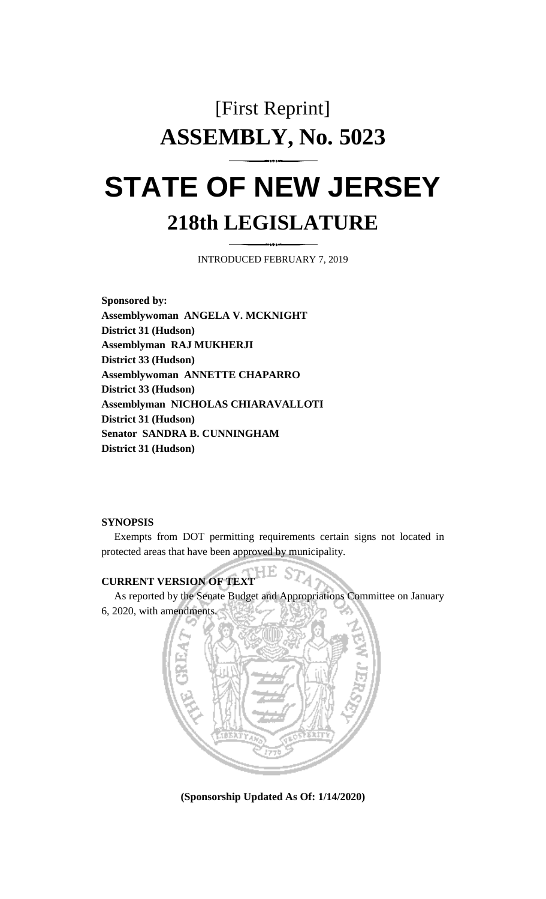# [First Reprint]
# ASSEMBLY, No. 5023

# STATE OF NEW JERSEY
## 218th LEGISLATURE

INTRODUCED FEBRUARY 7, 2019

**Sponsored by:**
**Assemblywoman ANGELA V. MCKNIGHT**
**District 31 (Hudson)**
**Assemblyman RAJ MUKHERJI**
**District 33 (Hudson)**
**Assemblywoman ANNETTE CHAPARRO**
**District 33 (Hudson)**
**Assemblyman NICHOLAS CHIARAVALLOTI**
**District 31 (Hudson)**
**Senator SANDRA B. CUNNINGHAM**
**District 31 (Hudson)**

**SYNOPSIS**

Exempts from DOT permitting requirements certain signs not located in protected areas that have been approved by municipality.

**CURRENT VERSION OF TEXT**

As reported by the Senate Budget and Appropriations Committee on January 6, 2020, with amendments.

**(Sponsorship Updated As Of: 1/14/2020)**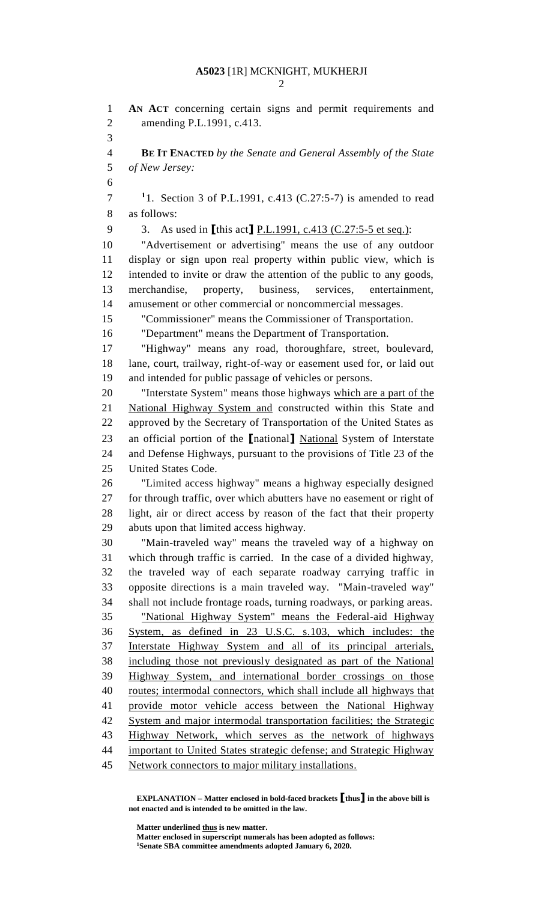**AN ACT** concerning certain signs and permit requirements and amending P.L.1991, c.413.

**BE IT ENACTED** *by the Senate and General Assembly of the State of New Jersey:*

[1]1. Section 3 of P.L.1991, c.413 (C.27:5-7) is amended to read as follows:

3. As used in **[**this act**]** P.L.1991, c.413 (C.27:5-5 et seq.):

"Advertisement or advertising" means the use of any outdoor display or sign upon real property within public view, which is intended to invite or draw the attention of the public to any goods, merchandise, property, business, services, entertainment, amusement or other commercial or noncommercial messages.

"Commissioner" means the Commissioner of Transportation.

"Department" means the Department of Transportation.

"Highway" means any road, thoroughfare, street, boulevard, lane, court, trailway, right-of-way or easement used for, or laid out and intended for public passage of vehicles or persons.

"Interstate System" means those highways <u>which are a part of the National Highway System and</u> constructed within this State and approved by the Secretary of Transportation of the United States as an official portion of the **[**national**]** <u>National</u> System of Interstate and Defense Highways, pursuant to the provisions of Title 23 of the United States Code.

"Limited access highway" means a highway especially designed for through traffic, over which abutters have no easement or right of light, air or direct access by reason of the fact that their property abuts upon that limited access highway.

"Main-traveled way" means the traveled way of a highway on which through traffic is carried. In the case of a divided highway, the traveled way of each separate roadway carrying traffic in opposite directions is a main traveled way. "Main-traveled way" shall not include frontage roads, turning roadways, or parking areas.

<u>"National Highway System" means the Federal-aid Highway System, as defined in 23 U.S.C. s.103, which includes: the Interstate Highway System and all of its principal arterials, including those not previously designated as part of the National Highway System, and international border crossings on those routes; intermodal connectors, which shall include all highways that provide motor vehicle access between the National Highway System and major intermodal transportation facilities; the Strategic Highway Network, which serves as the network of highways important to United States strategic defense; and Strategic Highway Network connectors to major military installations.</u>

**EXPLANATION – Matter enclosed in bold-faced brackets [thus] in the above bill is not enacted and is intended to be omitted in the law.**

**Matter underlined <u>thus</u> is new matter.**
**Matter enclosed in superscript numerals has been adopted as follows:**
**[1]Senate SBA committee amendments adopted January 6, 2020.**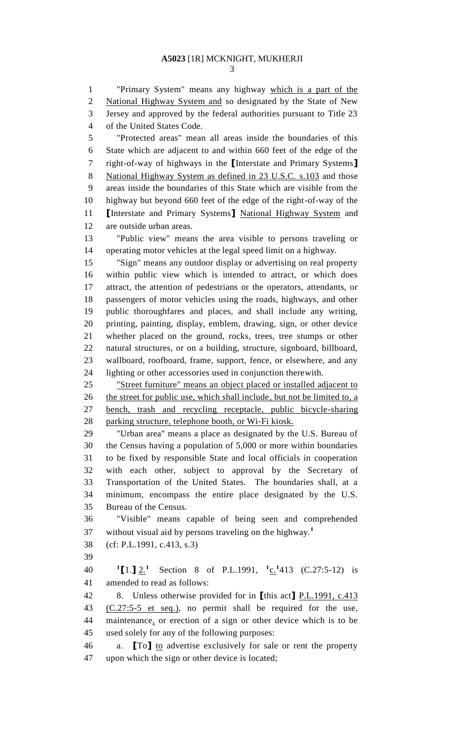"Primary System" means any highway which is a part of the National Highway System and so designated by the State of New Jersey and approved by the federal authorities pursuant to Title 23 of the United States Code.

"Protected areas" mean all areas inside the boundaries of this State which are adjacent to and within 660 feet of the edge of the right-of-way of highways in the [Interstate and Primary Systems] National Highway System as defined in 23 U.S.C. s.103 and those areas inside the boundaries of this State which are visible from the highway but beyond 660 feet of the edge of the right-of-way of the [Interstate and Primary Systems] National Highway System and are outside urban areas.

"Public view" means the area visible to persons traveling or operating motor vehicles at the legal speed limit on a highway.

"Sign" means any outdoor display or advertising on real property within public view which is intended to attract, or which does attract, the attention of pedestrians or the operators, attendants, or passengers of motor vehicles using the roads, highways, and other public thoroughfares and places, and shall include any writing, printing, painting, display, emblem, drawing, sign, or other device whether placed on the ground, rocks, trees, tree stumps or other natural structures, or on a building, structure, signboard, billboard, wallboard, roofboard, frame, support, fence, or elsewhere, and any lighting or other accessories used in conjunction therewith.

"Street furniture" means an object placed or installed adjacent to the street for public use, which shall include, but not be limited to, a bench, trash and recycling receptacle, public bicycle-sharing parking structure, telephone booth, or Wi-Fi kiosk.

"Urban area" means a place as designated by the U.S. Bureau of the Census having a population of 5,000 or more within boundaries to be fixed by responsible State and local officials in cooperation with each other, subject to approval by the Secretary of Transportation of the United States. The boundaries shall, at a minimum, encompass the entire place designated by the U.S. Bureau of the Census.

"Visible" means capable of being seen and comprehended without visual aid by persons traveling on the highway.[1]

(cf: P.L.1991, c.413, s.3)

[1][1.] 2.[1] Section 8 of P.L.1991, [1]c.[1]413 (C.27:5-12) is amended to read as follows:

8. Unless otherwise provided for in [this act] P.L.1991, c.413 (C.27:5-5 et seq.), no permit shall be required for the use, maintenance, or erection of a sign or other device which is to be used solely for any of the following purposes:

a. [To] to advertise exclusively for sale or rent the property upon which the sign or other device is located;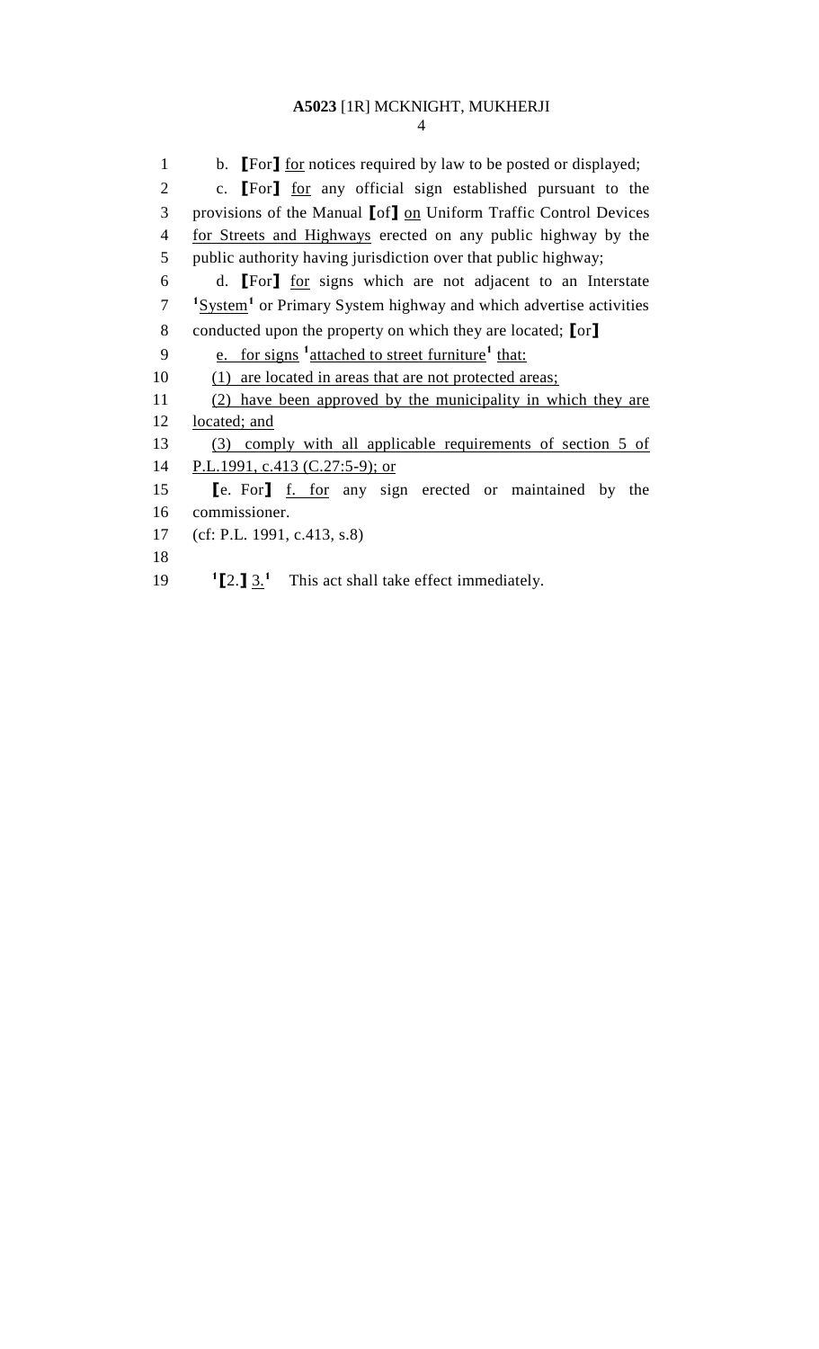b. [For] for notices required by law to be posted or displayed;

c. [For] for any official sign established pursuant to the provisions of the Manual [of] on Uniform Traffic Control Devices for Streets and Highways erected on any public highway by the public authority having jurisdiction over that public highway;

d. [For] for signs which are not adjacent to an Interstate [1]System[1] or Primary System highway and which advertise activities conducted upon the property on which they are located; [or]

e. for signs [1]attached to street furniture[1] that:

(1) are located in areas that are not protected areas;

(2) have been approved by the municipality in which they are located; and

(3) comply with all applicable requirements of section 5 of P.L.1991, c.413 (C.27:5-9); or

[e. For] f. for any sign erected or maintained by the commissioner.

(cf: P.L. 1991, c.413, s.8)

[1][2.] 3.[1] This act shall take effect immediately.